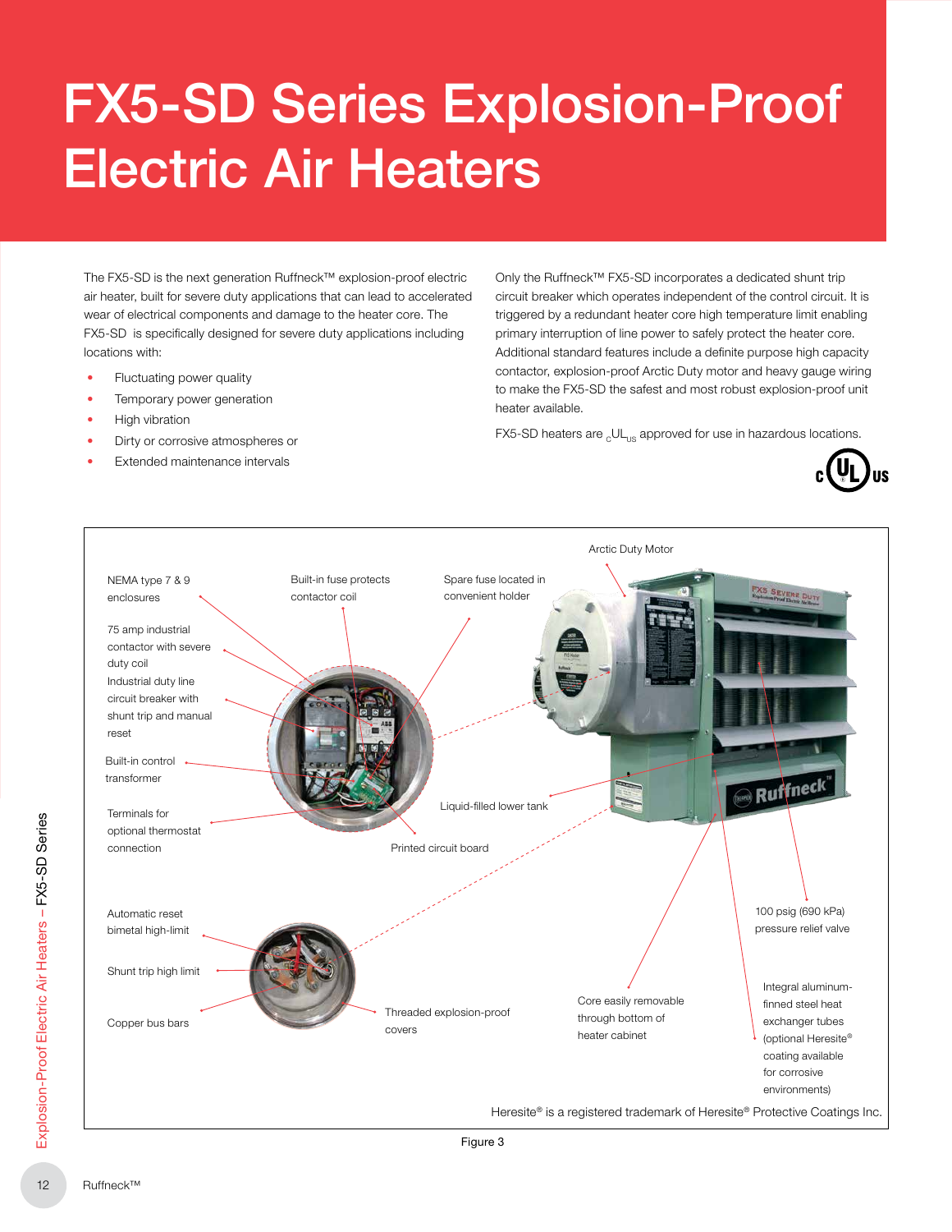# FX5-SD Series Explosion-Proof Electric Air Heaters

The FX5-SD is the next generation Ruffneck™ explosion-proof electric air heater, built for severe duty applications that can lead to accelerated wear of electrical components and damage to the heater core. The FX5-SD is specifically designed for severe duty applications including locations with:

- Fluctuating power quality
- Temporary power generation
- High vibration
- Dirty or corrosive atmospheres or
- Extended maintenance intervals

Only the Ruffneck™ FX5-SD incorporates a dedicated shunt trip circuit breaker which operates independent of the control circuit. It is triggered by a redundant heater core high temperature limit enabling primary interruption of line power to safely protect the heater core. Additional standard features include a definite purpose high capacity contactor, explosion-proof Arctic Duty motor and heavy gauge wiring to make the FX5-SD the safest and most robust explosion-proof unit heater available.

FX5-SD heaters are $_{c}$UL$_{US}$ approved for use in hazardous locations.

Arctic Duty Motor

NEMA type 7 & 9 enclosures

Built-in fuse protects contactor coil

Spare fuse located in convenient holder

75 amp industrial contactor with severe duty coil

Industrial duty line circuit breaker with shunt trip and manual reset

Built-in control transformer

Terminals for optional thermostat connection

Liquid-filled lower tank

Printed circuit board

Automatic reset bimetal high-limit

Shunt trip high limit

Copper bus bars

Threaded explosion-proof covers

Core easily removable through bottom of heater cabinet

100 psig (690 kPa) pressure relief valve

Integral aluminum-finned steel heat exchanger tubes (optional Heresite® coating available for corrosive environments)

Heresite® is a registered trademark of Heresite® Protective Coatings Inc.

Figure 3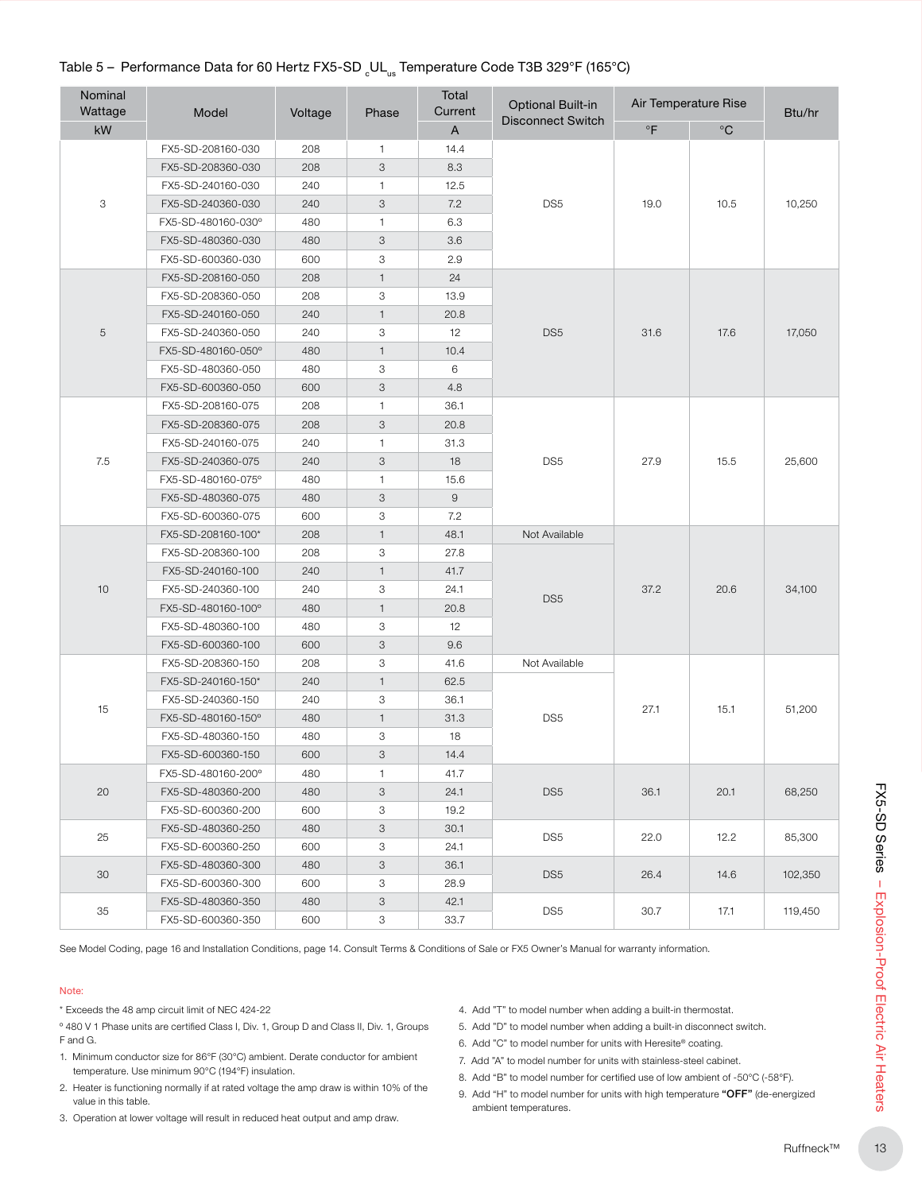Table 5 – Performance Data for 60 Hertz FX5-SD $_{c}UL_{us}$ Temperature Code T3B 329°F (165°C)

| Nominal Wattage | Model | Voltage | Phase | Total Current | Optional Built-in Disconnect Switch | Air Temperature Rise | | Btu/hr |
|---|---|---|---|---|---|---|---|---|
| kW | | | | A | | °F | °C | |
| 3 | FX5-SD-208160-030 | 208 | 1 | 14.4 | DS5 | 19.0 | 10.5 | 10,250 |
| | FX5-SD-208360-030 | 208 | 3 | 8.3 | | | | |
| | FX5-SD-240160-030 | 240 | 1 | 12.5 | | | | |
| | FX5-SD-240360-030 | 240 | 3 | 7.2 | | | | |
| | FX5-SD-480160-030° | 480 | 1 | 6.3 | | | | |
| | FX5-SD-480360-030 | 480 | 3 | 3.6 | | | | |
| | FX5-SD-600360-030 | 600 | 3 | 2.9 | | | | |
| 5 | FX5-SD-208160-050 | 208 | 1 | 24 | DS5 | 31.6 | 17.6 | 17,050 |
| | FX5-SD-208360-050 | 208 | 3 | 13.9 | | | | |
| | FX5-SD-240160-050 | 240 | 1 | 20.8 | | | | |
| | FX5-SD-240360-050 | 240 | 3 | 12 | | | | |
| | FX5-SD-480160-050° | 480 | 1 | 10.4 | | | | |
| | FX5-SD-480360-050 | 480 | 3 | 6 | | | | |
| | FX5-SD-600360-050 | 600 | 3 | 4.8 | | | | |
| 7.5 | FX5-SD-208160-075 | 208 | 1 | 36.1 | DS5 | 27.9 | 15.5 | 25,600 |
| | FX5-SD-208360-075 | 208 | 3 | 20.8 | | | | |
| | FX5-SD-240160-075 | 240 | 1 | 31.3 | | | | |
| | FX5-SD-240360-075 | 240 | 3 | 18 | | | | |
| | FX5-SD-480160-075° | 480 | 1 | 15.6 | | | | |
| | FX5-SD-480360-075 | 480 | 3 | 9 | | | | |
| | FX5-SD-600360-075 | 600 | 3 | 7.2 | | | | |
| 10 | FX5-SD-208160-100* | 208 | 1 | 48.1 | Not Available | 37.2 | 20.6 | 34,100 |
| | FX5-SD-208360-100 | 208 | 3 | 27.8 | DS5 | | | |
| | FX5-SD-240160-100 | 240 | 1 | 41.7 | | | | |
| | FX5-SD-240360-100 | 240 | 3 | 24.1 | | | | |
| | FX5-SD-480160-100° | 480 | 1 | 20.8 | | | | |
| | FX5-SD-480360-100 | 480 | 3 | 12 | | | | |
| | FX5-SD-600360-100 | 600 | 3 | 9.6 | | | | |
| 15 | FX5-SD-208360-150 | 208 | 3 | 41.6 | Not Available | 27.1 | 15.1 | 51,200 |
| | FX5-SD-240160-150* | 240 | 1 | 62.5 | DS5 | | | |
| | FX5-SD-240360-150 | 240 | 3 | 36.1 | | | | |
| | FX5-SD-480160-150° | 480 | 1 | 31.3 | | | | |
| | FX5-SD-480360-150 | 480 | 3 | 18 | | | | |
| | FX5-SD-600360-150 | 600 | 3 | 14.4 | | | | |
| 20 | FX5-SD-480160-200° | 480 | 1 | 41.7 | DS5 | 36.1 | 20.1 | 68,250 |
| | FX5-SD-480360-200 | 480 | 3 | 24.1 | | | | |
| | FX5-SD-600360-200 | 600 | 3 | 19.2 | | | | |
| 25 | FX5-SD-480360-250 | 480 | 3 | 30.1 | DS5 | 22.0 | 12.2 | 85,300 |
| | FX5-SD-600360-250 | 600 | 3 | 24.1 | | | | |
| 30 | FX5-SD-480360-300 | 480 | 3 | 36.1 | DS5 | 26.4 | 14.6 | 102,350 |
| | FX5-SD-600360-300 | 600 | 3 | 28.9 | | | | |
| 35 | FX5-SD-480360-350 | 480 | 3 | 42.1 | DS5 | 30.7 | 17.1 | 119,450 |
| | FX5-SD-600360-350 | 600 | 3 | 33.7 | | | | |

See Model Coding, page 16 and Installation Conditions, page 14. Consult Terms & Conditions of Sale or FX5 Owner's Manual for warranty information.

Note:

\* Exceeds the 48 amp circuit limit of NEC 424-22

° 480 V 1 Phase units are certified Class I, Div. 1, Group D and Class II, Div. 1, Groups F and G.

1. Minimum conductor size for 86°F (30°C) ambient. Derate conductor for ambient temperature. Use minimum 90°C (194°F) insulation.
2. Heater is functioning normally if at rated voltage the amp draw is within 10% of the value in this table.
3. Operation at lower voltage will result in reduced heat output and amp draw.
4. Add "T" to model number when adding a built-in thermostat.
5. Add "D" to model number when adding a built-in disconnect switch.
6. Add "C" to model number for units with Heresite® coating.
7. Add "A" to model number for units with stainless-steel cabinet.
8. Add "B" to model number for certified use of low ambient of -50°C (-58°F).
9. Add "H" to model number for units with high temperature **"OFF"** (de-energized ambient temperatures.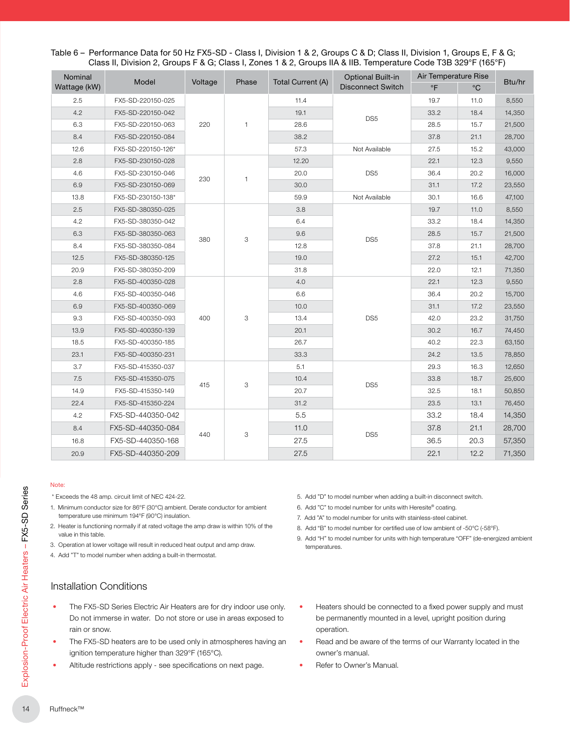Table 6 – Performance Data for 50 Hz FX5-SD - Class I, Division 1 & 2, Groups C & D; Class II, Division 1, Groups E, F & G; Class II, Division 2, Groups F & G; Class I, Zones 1 & 2, Groups IIA & IIB. Temperature Code T3B 329°F (165°F)

| Nominal Wattage (kW) | Model | Voltage | Phase | Total Current (A) | Optional Built-in Disconnect Switch | Air Temperature Rise | | Btu/hr |
|---|---|---|---|---|---|---|---|---|
| | | | | | | °F | °C | |
| 2.5 | FX5-SD-220150-025 | 220 | 1 | 11.4 | DS5 | 19.7 | 11.0 | 8,550 |
| 4.2 | FX5-SD-220150-042 | | | 19.1 | | 33.2 | 18.4 | 14,350 |
| 6.3 | FX5-SD-220150-063 | | | 28.6 | | 28.5 | 15.7 | 21,500 |
| 8.4 | FX5-SD-220150-084 | | | 38.2 | | 37.8 | 21.1 | 28,700 |
| 12.6 | FX5-SD-220150-126* | | | 57.3 | Not Available | 27.5 | 15.2 | 43,000 |
| 2.8 | FX5-SD-230150-028 | 230 | 1 | 12.20 | DS5 | 22.1 | 12.3 | 9,550 |
| 4.6 | FX5-SD-230150-046 | | | 20.0 | | 36.4 | 20.2 | 16,000 |
| 6.9 | FX5-SD-230150-069 | | | 30.0 | | 31.1 | 17.2 | 23,550 |
| 13.8 | FX5-SD-230150-138* | | | 59.9 | Not Available | 30.1 | 16.6 | 47,100 |
| 2.5 | FX5-SD-380350-025 | 380 | 3 | 3.8 | DS5 | 19.7 | 11.0 | 8,550 |
| 4.2 | FX5-SD-380350-042 | | | 6.4 | | 33.2 | 18.4 | 14,350 |
| 6.3 | FX5-SD-380350-063 | | | 9.6 | | 28.5 | 15.7 | 21,500 |
| 8.4 | FX5-SD-380350-084 | | | 12.8 | | 37.8 | 21.1 | 28,700 |
| 12.5 | FX5-SD-380350-125 | | | 19.0 | | 27.2 | 15.1 | 42,700 |
| 20.9 | FX5-SD-380350-209 | | | 31.8 | | 22.0 | 12.1 | 71,350 |
| 2.8 | FX5-SD-400350-028 | 400 | 3 | 4.0 | DS5 | 22.1 | 12.3 | 9,550 |
| 4.6 | FX5-SD-400350-046 | | | 6.6 | | 36.4 | 20.2 | 15,700 |
| 6.9 | FX5-SD-400350-069 | | | 10.0 | | 31.1 | 17.2 | 23,550 |
| 9.3 | FX5-SD-400350-093 | | | 13.4 | | 42.0 | 23.2 | 31,750 |
| 13.9 | FX5-SD-400350-139 | | | 20.1 | | 30.2 | 16.7 | 74,450 |
| 18.5 | FX5-SD-400350-185 | | | 26.7 | | 40.2 | 22.3 | 63,150 |
| 23.1 | FX5-SD-400350-231 | | | 33.3 | | 24.2 | 13.5 | 78,850 |
| 3.7 | FX5-SD-415350-037 | 415 | 3 | 5.1 | DS5 | 29.3 | 16.3 | 12,650 |
| 7.5 | FX5-SD-415350-075 | | | 10.4 | | 33.8 | 18.7 | 25,600 |
| 14.9 | FX5-SD-415350-149 | | | 20.7 | | 32.5 | 18.1 | 50,850 |
| 22.4 | FX5-SD-415350-224 | | | 31.2 | | 23.5 | 13.1 | 76,450 |
| 4.2 | FX5-SD-440350-042 | 440 | 3 | 5.5 | DS5 | 33.2 | 18.4 | 14,350 |
| 8.4 | FX5-SD-440350-084 | | | 11.0 | | 37.8 | 21.1 | 28,700 |
| 16.8 | FX5-SD-440350-168 | | | 27.5 | | 36.5 | 20.3 | 57,350 |
| 20.9 | FX5-SD-440350-209 | | | 27.5 | | 22.1 | 12.2 | 71,350 |

Note:

\* Exceeds the 48 amp. circuit limit of NEC 424-22.

1. Minimum conductor size for 86°F (30°C) ambient. Derate conductor for ambient temperature use minimum 194°F (90°C) insulation.
2. Heater is functioning normally if at rated voltage the amp draw is within 10% of the value in this table.
3. Operation at lower voltage will result in reduced heat output and amp draw.
4. Add "T" to model number when adding a built-in thermostat.
5. Add "D" to model number when adding a built-in disconnect switch.
6. Add "C" to model number for units with Heresite® coating.
7. Add "A" to model number for units with stainless-steel cabinet.
8. Add "B" to model number for certified use of low ambient of -50°C (-58°F).
9. Add "H" to model number for units with high temperature "OFF" (de-energized ambient temperatures.

## Installation Conditions

- The FX5-SD Series Electric Air Heaters are for dry indoor use only. Do not immerse in water. Do not store or use in areas exposed to rain or snow.
- The FX5-SD heaters are to be used only in atmospheres having an ignition temperature higher than 329°F (165°C).
- Altitude restrictions apply - see specifications on next page.
- Heaters should be connected to a fixed power supply and must be permanently mounted in a level, upright position during operation.
- Read and be aware of the terms of our Warranty located in the owner's manual.
- Refer to Owner's Manual.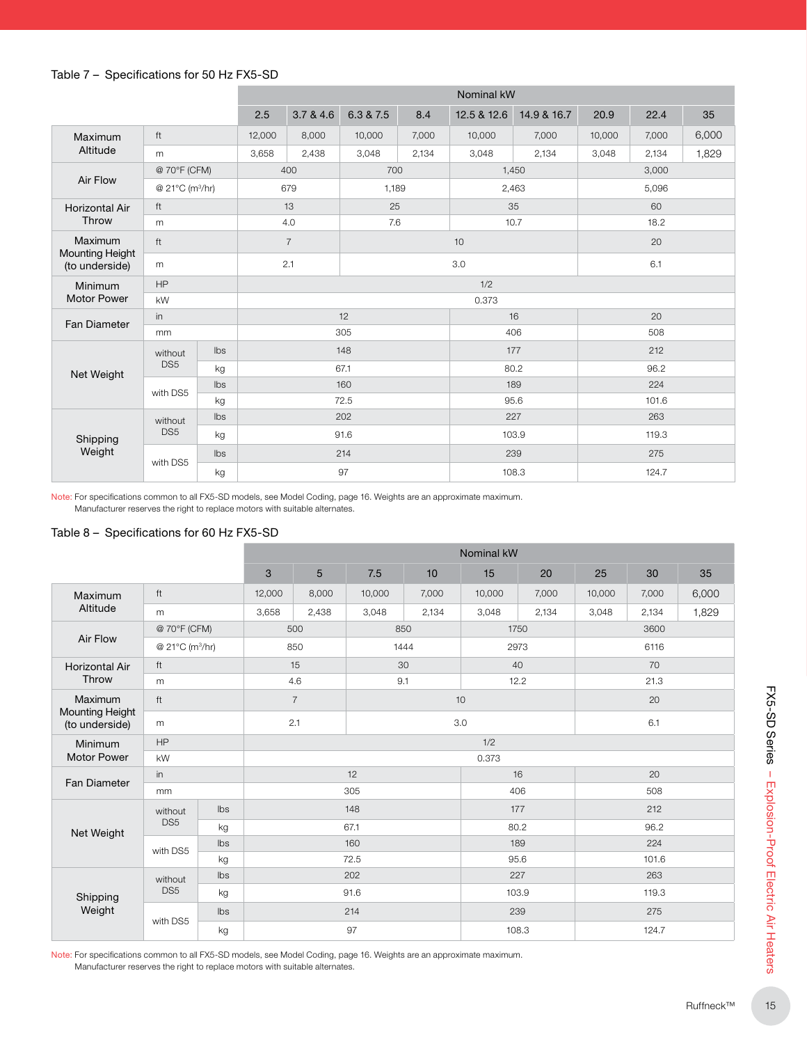Table 7 – Specifications for 50 Hz FX5-SD

| | | | Nominal kW | | | | | | | | |
|---|---|---|---|---|---|---|---|---|---|---|---|
| | | | 2.5 | 3.7 & 4.6 | 6.3 & 7.5 | 8.4 | 12.5 & 12.6 | 14.9 & 16.7 | 20.9 | 22.4 | 35 |
| Maximum Altitude | ft | | 12,000 | 8,000 | 10,000 | 7,000 | 10,000 | 7,000 | 10,000 | 7,000 | 6,000 |
| | m | | 3,658 | 2,438 | 3,048 | 2,134 | 3,048 | 2,134 | 3,048 | 2,134 | 1,829 |
| Air Flow | @ 70°F (CFM) | | 400 | | 700 | | 1,450 | | 3,000 | | |
| | @ 21°C (m³/hr) | | 679 | | 1,189 | | 2,463 | | 5,096 | | |
| Horizontal Air Throw | ft | | 13 | | 25 | | 35 | | 60 | | |
| | m | | 4.0 | | 7.6 | | 10.7 | | 18.2 | | |
| Maximum Mounting Height (to underside) | ft | | 7 | | 10 | | | | 20 | | |
| | m | | 2.1 | | 3.0 | | | | 6.1 | | |
| Minimum Motor Power | HP | | 1/2 | | | | | | | | |
| | kW | | 0.373 | | | | | | | | |
| Fan Diameter | in | | 12 | | | | 16 | | 20 | | |
| | mm | | 305 | | | | 406 | | 508 | | |
| Net Weight | without DS5 | lbs | 148 | | | | 177 | | 212 | | |
| | | kg | 67.1 | | | | 80.2 | | 96.2 | | |
| | with DS5 | lbs | 160 | | | | 189 | | 224 | | |
| | | kg | 72.5 | | | | 95.6 | | 101.6 | | |
| Shipping Weight | without DS5 | lbs | 202 | | | | 227 | | 263 | | |
| | | kg | 91.6 | | | | 103.9 | | 119.3 | | |
| | with DS5 | lbs | 214 | | | | 239 | | 275 | | |
| | | kg | 97 | | | | 108.3 | | 124.7 | | |

Note: For specifications common to all FX5-SD models, see Model Coding, page 16. Weights are an approximate maximum.
Manufacturer reserves the right to replace motors with suitable alternates.

Table 8 – Specifications for 60 Hz FX5-SD

| | | | Nominal kW | | | | | | | | |
|---|---|---|---|---|---|---|---|---|---|---|---|
| | | | 3 | 5 | 7.5 | 10 | 15 | 20 | 25 | 30 | 35 |
| Maximum Altitude | ft | | 12,000 | 8,000 | 10,000 | 7,000 | 10,000 | 7,000 | 10,000 | 7,000 | 6,000 |
| | m | | 3,658 | 2,438 | 3,048 | 2,134 | 3,048 | 2,134 | 3,048 | 2,134 | 1,829 |
| Air Flow | @ 70°F (CFM) | | 500 | | 850 | | 1750 | | 3600 | | |
| | @ 21°C (m³/hr) | | 850 | | 1444 | | 2973 | | 6116 | | |
| Horizontal Air Throw | ft | | 15 | | 30 | | 40 | | 70 | | |
| | m | | 4.6 | | 9.1 | | 12.2 | | 21.3 | | |
| Maximum Mounting Height (to underside) | ft | | 7 | | 10 | | | | 20 | | |
| | m | | 2.1 | | 3.0 | | | | 6.1 | | |
| Minimum Motor Power | HP | | 1/2 | | | | | | | | |
| | kW | | 0.373 | | | | | | | | |
| Fan Diameter | in | | 12 | | | | 16 | | 20 | | |
| | mm | | 305 | | | | 406 | | 508 | | |
| Net Weight | without DS5 | lbs | 148 | | | | 177 | | 212 | | |
| | | kg | 67.1 | | | | 80.2 | | 96.2 | | |
| | with DS5 | lbs | 160 | | | | 189 | | 224 | | |
| | | kg | 72.5 | | | | 95.6 | | 101.6 | | |
| Shipping Weight | without DS5 | lbs | 202 | | | | 227 | | 263 | | |
| | | kg | 91.6 | | | | 103.9 | | 119.3 | | |
| | with DS5 | lbs | 214 | | | | 239 | | 275 | | |
| | | kg | 97 | | | | 108.3 | | 124.7 | | |

Note: For specifications common to all FX5-SD models, see Model Coding, page 16. Weights are an approximate maximum.
Manufacturer reserves the right to replace motors with suitable alternates.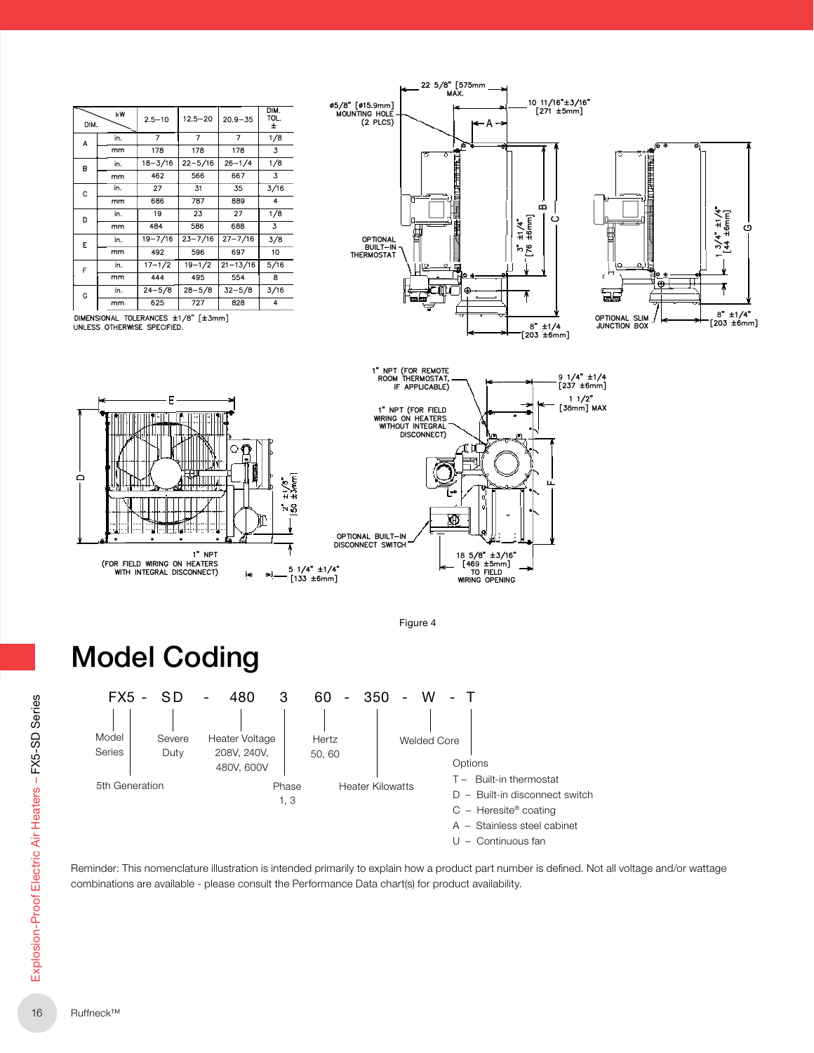| DIM. | | kW 2.5–10 | kW 12.5–20 | kW 20.9–35 | DIM. TOL. ± |
|---|---|---|---|---|---|
| A | in. | 7 | 7 | 7 | 1/8 |
| | mm | 178 | 178 | 178 | 3 |
| B | in. | 18–3/16 | 22–5/16 | 26–1/4 | 1/8 |
| | mm | 462 | 566 | 667 | 3 |
| C | in. | 27 | 31 | 35 | 3/16 |
| | mm | 686 | 787 | 889 | 4 |
| D | in. | 19 | 23 | 27 | 1/8 |
| | mm | 484 | 586 | 688 | 3 |
| E | in. | 19–7/16 | 23–7/16 | 27–7/16 | 3/8 |
| | mm | 492 | 596 | 697 | 10 |
| F | in. | 17–1/2 | 19–1/2 | 21–13/16 | 5/16 |
| | mm | 444 | 495 | 554 | 8 |
| G | in. | 24–5/8 | 28–5/8 | 32–5/8 | 3/16 |
| | mm | 625 | 727 | 828 | 4 |

DIMENSIONAL TOLERANCES ±1/8" [±3mm] UNLESS OTHERWISE SPECIFIED.

22 5/8" [575mm MAX.

ø5/8" [ø15.9mm] MOUNTING HOLE (2 PLCS)

10 11/16"±3/16" [271 ±5mm]

A

B

C

3" ±1/4" [76 ±6mm]

OPTIONAL BUILT–IN THERMOSTAT

8" ±1/4 [203 ±6mm]

1 3/4" ±1/4" [44 ±6mm]

G

OPTIONAL SLIM JUNCTION BOX

8" ±1/4" [203 ±6mm]

E

D

2" ±1/8" [50 ±3mm]

1" NPT (FOR FIELD WIRING ON HEATERS WITH INTEGRAL DISCONNECT)

5 1/4" ±1/4" [133 ±6mm]

1" NPT (FOR REMOTE ROOM THERMOSTAT, IF APPLICABLE)

1" NPT (FOR FIELD WIRING ON HEATERS WITHOUT INTEGRAL DISCONNECT)

9 1/4" ±1/4 [237 ±6mm]

1 1/2" [38mm] MAX

F

OPTIONAL BUILT–IN DISCONNECT SWITCH

18 5/8" ±3/16" [469 ±5mm] TO FIELD WIRING OPENING

Figure 4

# Model Coding

FX5 - SD - 480 3 60 - 350 - W - T

- FX5 – Model Series; 5th Generation
- SD – Severe Duty
- 480 – Heater Voltage: 208V, 240V, 480V, 600V
- 3 – Phase: 1, 3
- 60 – Hertz: 50, 60
- 350 – Heater Kilowatts
- W – Welded Core
- T – Options:
  - T – Built-in thermostat
  - D – Built-in disconnect switch
  - C – Heresite® coating
  - A – Stainless steel cabinet
  - U – Continuous fan

Reminder: This nomenclature illustration is intended primarily to explain how a product part number is defined. Not all voltage and/or wattage combinations are available - please consult the Performance Data chart(s) for product availability.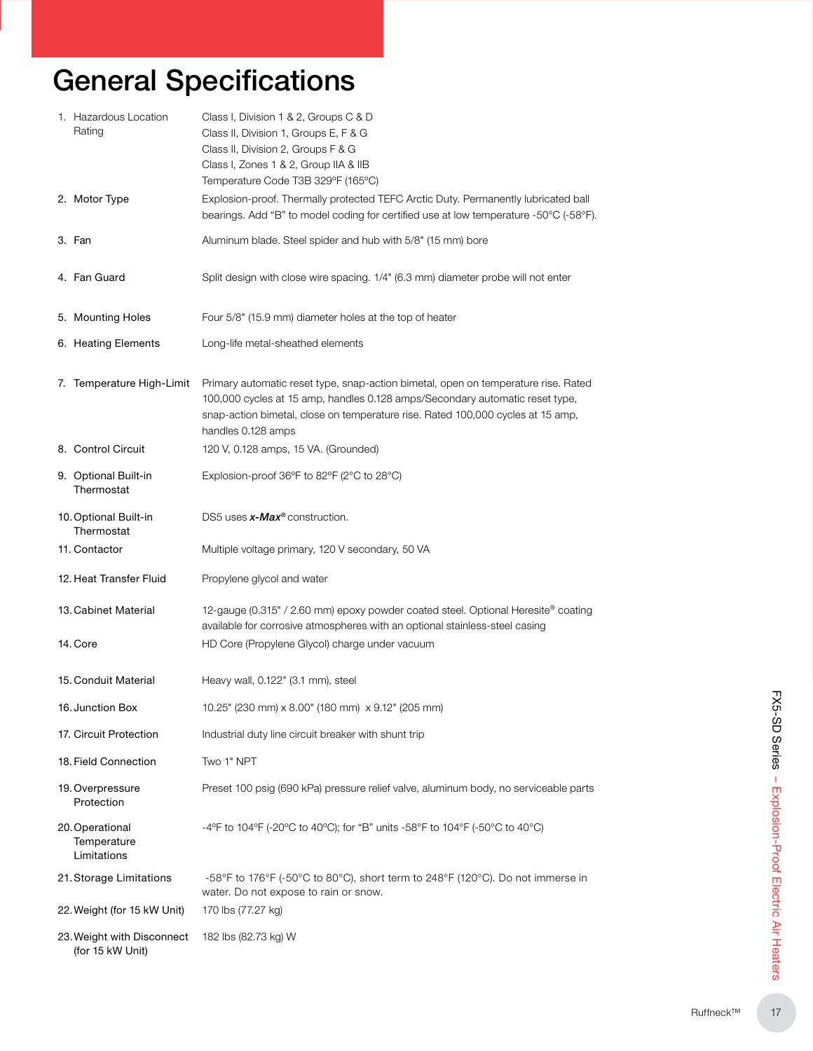# General Specifications

| | | |
|---|---|---|
| 1. | Hazardous Location Rating | Class I, Division 1 & 2, Groups C & D<br>Class II, Division 1, Groups E, F & G<br>Class II, Division 2, Groups F & G<br>Class I, Zones 1 & 2, Group IIA & IIB<br>Temperature Code T3B 329ºF (165ºC) |
| 2. | Motor Type | Explosion-proof. Thermally protected TEFC Arctic Duty. Permanently lubricated ball bearings. Add "B" to model coding for certified use at low temperature -50°C (-58°F). |
| 3. | Fan | Aluminum blade. Steel spider and hub with 5/8" (15 mm) bore |
| 4. | Fan Guard | Split design with close wire spacing. 1/4" (6.3 mm) diameter probe will not enter |
| 5. | Mounting Holes | Four 5/8" (15.9 mm) diameter holes at the top of heater |
| 6. | Heating Elements | Long-life metal-sheathed elements |
| 7. | Temperature High-Limit | Primary automatic reset type, snap-action bimetal, open on temperature rise. Rated 100,000 cycles at 15 amp, handles 0.128 amps/Secondary automatic reset type, snap-action bimetal, close on temperature rise. Rated 100,000 cycles at 15 amp, handles 0.128 amps |
| 8. | Control Circuit | 120 V, 0.128 amps, 15 VA. (Grounded) |
| 9. | Optional Built-in Thermostat | Explosion-proof 36ºF to 82ºF (2°C to 28°C) |
| 10. | Optional Built-in Thermostat | DS5 uses ***x-Max***® construction. |
| 11. | Contactor | Multiple voltage primary, 120 V secondary, 50 VA |
| 12. | Heat Transfer Fluid | Propylene glycol and water |
| 13. | Cabinet Material | 12-gauge (0.315" / 2.60 mm) epoxy powder coated steel. Optional Heresite® coating available for corrosive atmospheres with an optional stainless-steel casing |
| 14. | Core | HD Core (Propylene Glycol) charge under vacuum |
| 15. | Conduit Material | Heavy wall, 0.122" (3.1 mm), steel |
| 16. | Junction Box | 10.25" (230 mm) x 8.00" (180 mm) x 9.12" (205 mm) |
| 17. | Circuit Protection | Industrial duty line circuit breaker with shunt trip |
| 18. | Field Connection | Two 1" NPT |
| 19. | Overpressure Protection | Preset 100 psig (690 kPa) pressure relief valve, aluminum body, no serviceable parts |
| 20. | Operational Temperature Limitations | -4ºF to 104ºF (-20ºC to 40ºC); for "B" units -58°F to 104°F (-50°C to 40°C) |
| 21. | Storage Limitations | -58°F to 176°F (-50°C to 80°C), short term to 248°F (120°C). Do not immerse in water. Do not expose to rain or snow. |
| 22. | Weight (for 15 kW Unit) | 170 lbs (77.27 kg) |
| 23. | Weight with Disconnect (for 15 kW Unit) | 182 lbs (82.73 kg) W |

FX5-SD Series – Explosion-Proof Electric Air Heaters

Ruffneck™